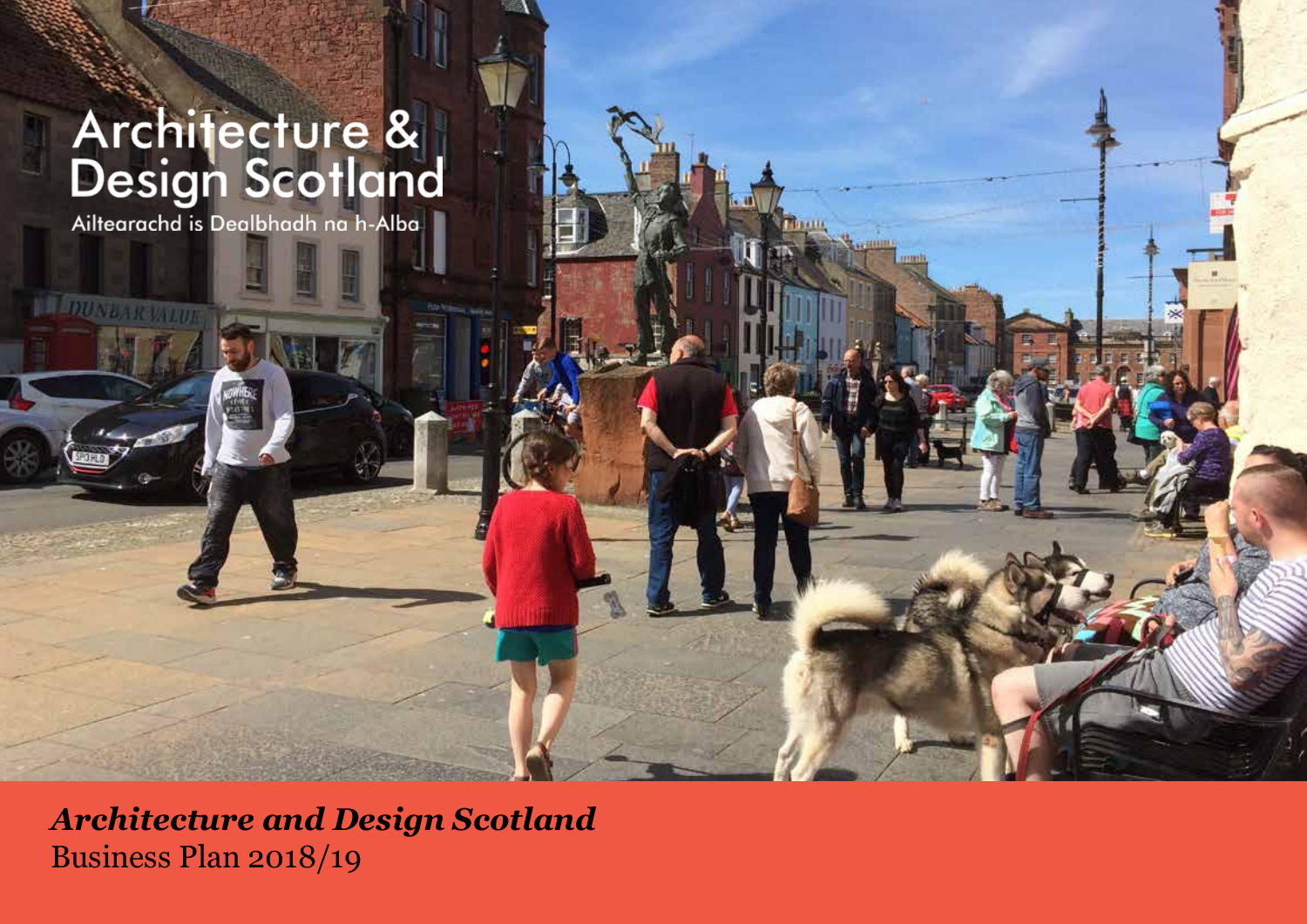# Architecture & Design Scotland

Ailtearachd is Dealbhadh na h-Alba

***Architecture and Design Scotland***

Business Plan 2018/19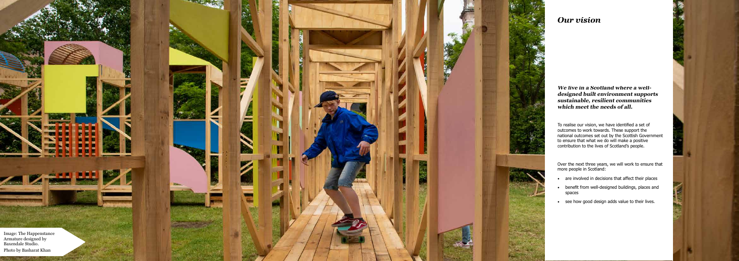Image: The Happenstance Armature designed by Baxendale Studio.
Photo by Basharat Khan

## *Our vision*

***We live in a Scotland where a well-designed built environment supports sustainable, resilient communities which meet the needs of all.***

To realise our vision, we have identified a set of outcomes to work towards. These support the national outcomes set out by the Scottish Government to ensure that what we do will make a positive contribution to the lives of Scotland's people.

Over the next three years, we will work to ensure that more people in Scotland:

- are involved in decisions that affect their places
- benefit from well-designed buildings, places and spaces
- see how good design adds value to their lives.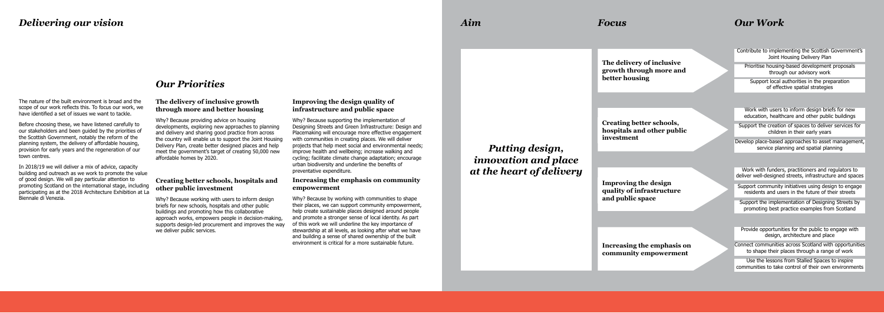# *Delivering our vision*

The nature of the built environment is broad and the scope of our work reflects this. To focus our work, we have identified a set of issues we want to tackle.

Before choosing these, we have listened carefully to our stakeholders and been guided by the priorities of the Scottish Government, notably the reform of the planning system, the delivery of affordable housing, provision for early years and the regeneration of our town centres.

In 2018/19 we will deliver a mix of advice, capacity building and outreach as we work to promote the value of good design. We will pay particular attention to promoting Scotland on the international stage, including participating as at the 2018 Architecture Exhibition at La Biennale di Venezia.

## *Our Priorities*

### The delivery of inclusive growth through more and better housing

Why? Because providing advice on housing developments, exploring new approaches to planning and delivery and sharing good practice from across the country will enable us to support the Joint Housing Delivery Plan, create better designed places and help meet the government's target of creating 50,000 new affordable homes by 2020.

### Creating better schools, hospitals and other public investment

Why? Because working with users to inform design briefs for new schools, hospitals and other public buildings and promoting how this collaborative approach works, empowers people in decision-making, supports design-led procurement and improves the way we deliver public services.

### Improving the design quality of infrastructure and public space

Why? Because supporting the implementation of Designing Streets and Green Infrastructure: Design and Placemaking will encourage more effective engagement with communities in creating places. We will deliver projects that help meet social and environmental needs; improve health and wellbeing; increase walking and cycling; facilitate climate change adaptation; encourage urban biodiversity and underline the benefits of preventative expenditure.

### Increasing the emphasis on community empowerment

Why? Because by working with communities to shape their places, we can support community empowerment, help create sustainable places designed around people and promote a stronger sense of local identity. As part of this work we will underline the key importance of stewardship at all levels, as looking after what we have and building a sense of shared ownership of the built environment is critical for a more sustainable future.

| *Aim* | *Focus* | *Our Work* |
|---|---|---|
| *Putting design, innovation and place at the heart of delivery* | **The delivery of inclusive growth through more and better housing** | Contribute to implementing the Scottish Government's Joint Housing Delivery Plan<br>Prioritise housing-based development proposals through our advisory work<br>Support local authorities in the preparation of effective spatial strategies |
| | **Creating better schools, hospitals and other public investment** | Work with users to inform design briefs for new education, healthcare and other public buildings<br>Support the creation of spaces to deliver services for children in their early years<br>Develop place-based approaches to asset management, service planning and spatial planning |
| | **Improving the design quality of infrastructure and public space** | Work with funders, practitioners and regulators to deliver well-designed streets, infrastructure and spaces<br>Support community initiatives using design to engage residents and users in the future of their streets<br>Support the implementation of Designing Streets by promoting best practice examples from Scotland |
| | **Increasing the emphasis on community empowerment** | Provide opportunities for the public to engage with design, architecture and place<br>Connect communities across Scotland with opportunities to shape their places through a range of work<br>Use the lessons from Stalled Spaces to inspire communities to take control of their own environments |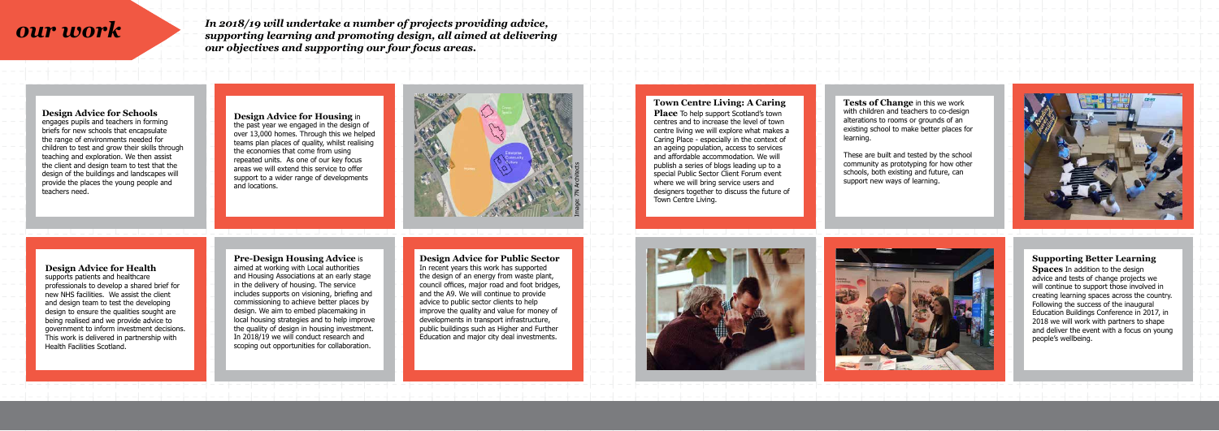# our work

***In 2018/19 will undertake a number of projects providing advice, supporting learning and promoting design, all aimed at delivering our objectives and supporting our four focus areas.***

**Design Advice for Schools** engages pupils and teachers in forming briefs for new schools that encapsulate the range of environments needed for children to test and grow their skills through teaching and exploration. We then assist the client and design team to test that the design of the buildings and landscapes will provide the places the young people and teachers need.

**Design Advice for Housing** in the past year we engaged in the design of over 13,000 homes. Through this we helped teams plan places of quality, whilst realising the economies that come from using repeated units. As one of our key focus areas we will extend this service to offer support to a wider range of developments and locations.

Image: 7N Architects

**Town Centre Living: A Caring Place** To help support Scotland's town centres and to increase the level of town centre living we will explore what makes a Caring Place - especially in the context of an ageing population, access to services and affordable accommodation. We will publish a series of blogs leading up to a special Public Sector Client Forum event where we will bring service users and designers together to discuss the future of Town Centre Living.

**Tests of Change** in this we work with children and teachers to co-design alterations to rooms or grounds of an existing school to make better places for learning.

These are built and tested by the school community as prototyping for how other schools, both existing and future, can support new ways of learning.

**Design Advice for Health** supports patients and healthcare professionals to develop a shared brief for new NHS facilities. We assist the client and design team to test the developing design to ensure the qualities sought are being realised and we provide advice to government to inform investment decisions. This work is delivered in partnership with Health Facilities Scotland.

**Pre-Design Housing Advice** is aimed at working with Local authorities and Housing Associations at an early stage in the delivery of housing. The service includes supports on visioning, briefing and commissioning to achieve better places by design. We aim to embed placemaking in local housing strategies and to help improve the quality of design in housing investment. In 2018/19 we will conduct research and scoping out opportunities for collaboration.

**Design Advice for Public Sector** In recent years this work has supported the design of an energy from waste plant, council offices, major road and foot bridges, and the A9. We will continue to provide advice to public sector clients to help improve the quality and value for money of developments in transport infrastructure, public buildings such as Higher and Further Education and major city deal investments.

**Supporting Better Learning Spaces** In addition to the design advice and tests of change projects we will continue to support those involved in creating learning spaces across the country. Following the success of the inaugural Education Buildings Conference in 2017, in 2018 we will work with partners to shape and deliver the event with a focus on young people's wellbeing.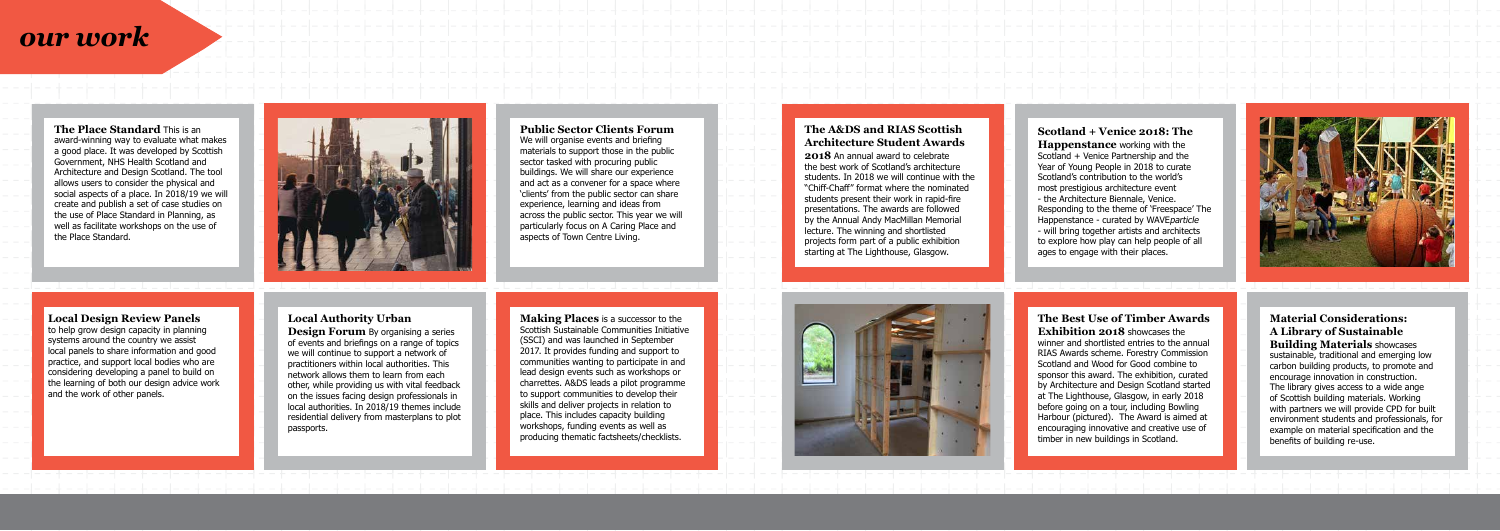# our work

**The Place Standard** This is an award-winning way to evaluate what makes a good place. It was developed by Scottish Government, NHS Health Scotland and Architecture and Design Scotland. The tool allows users to consider the physical and social aspects of a place. In 2018/19 we will create and publish a set of case studies on the use of Place Standard in Planning, as well as facilitate workshops on the use of the Place Standard.

**Public Sector Clients Forum** We will organise events and briefing materials to support those in the public sector tasked with procuring public buildings. We will share our experience and act as a convener for a space where 'clients' from the public sector can share experience, learning and ideas from across the public sector. This year we will particularly focus on A Caring Place and aspects of Town Centre Living.

**The A&DS and RIAS Scottish Architecture Student Awards 2018** An annual award to celebrate the best work of Scotland's architecture students. In 2018 we will continue with the "Chiff-Chaff" format where the nominated students present their work in rapid-fire presentations. The awards are followed by the Annual Andy MacMillan Memorial lecture. The winning and shortlisted projects form part of a public exhibition starting at The Lighthouse, Glasgow.

**Scotland + Venice 2018: The Happenstance** working with the Scotland + Venice Partnership and the Year of Young People in 2018 to curate Scotland's contribution to the world's most prestigious architecture event - the Architecture Biennale, Venice. Responding to the theme of 'Freespace' The Happenstance - curated by WAVE*particle* - will bring together artists and architects to explore how play can help people of all ages to engage with their places.

**Local Design Review Panels** to help grow design capacity in planning systems around the country we assist local panels to share information and good practice, and support local bodies who are considering developing a panel to build on the learning of both our design advice work and the work of other panels.

**Local Authority Urban Design Forum** By organising a series of events and briefings on a range of topics we will continue to support a network of practitioners within local authorities. This network allows them to learn from each other, while providing us with vital feedback on the issues facing design professionals in local authorities. In 2018/19 themes include residential delivery from masterplans to plot passports.

**Making Places** is a successor to the Scottish Sustainable Communities Initiative (SSCI) and was launched in September 2017. It provides funding and support to communities wanting to participate in and lead design events such as workshops or charrettes. A&DS leads a pilot programme to support communities to develop their skills and deliver projects in relation to place. This includes capacity building workshops, funding events as well as producing thematic factsheets/checklists.

**The Best Use of Timber Awards Exhibition 2018** showcases the winner and shortlisted entries to the annual RIAS Awards scheme. Forestry Commission Scotland and Wood for Good combine to sponsor this award. The exhibition, curated by Architecture and Design Scotland started at The Lighthouse, Glasgow, in early 2018 before going on a tour, including Bowling Harbour (pictured). The Award is aimed at encouraging innovative and creative use of timber in new buildings in Scotland.

**Material Considerations: A Library of Sustainable Building Materials** showcases sustainable, traditional and emerging low carbon building products, to promote and encourage innovation in construction. The library gives access to a wide ange of Scottish building materials. Working with partners we will provide CPD for built environment students and professionals, for example on material specification and the benefits of building re-use.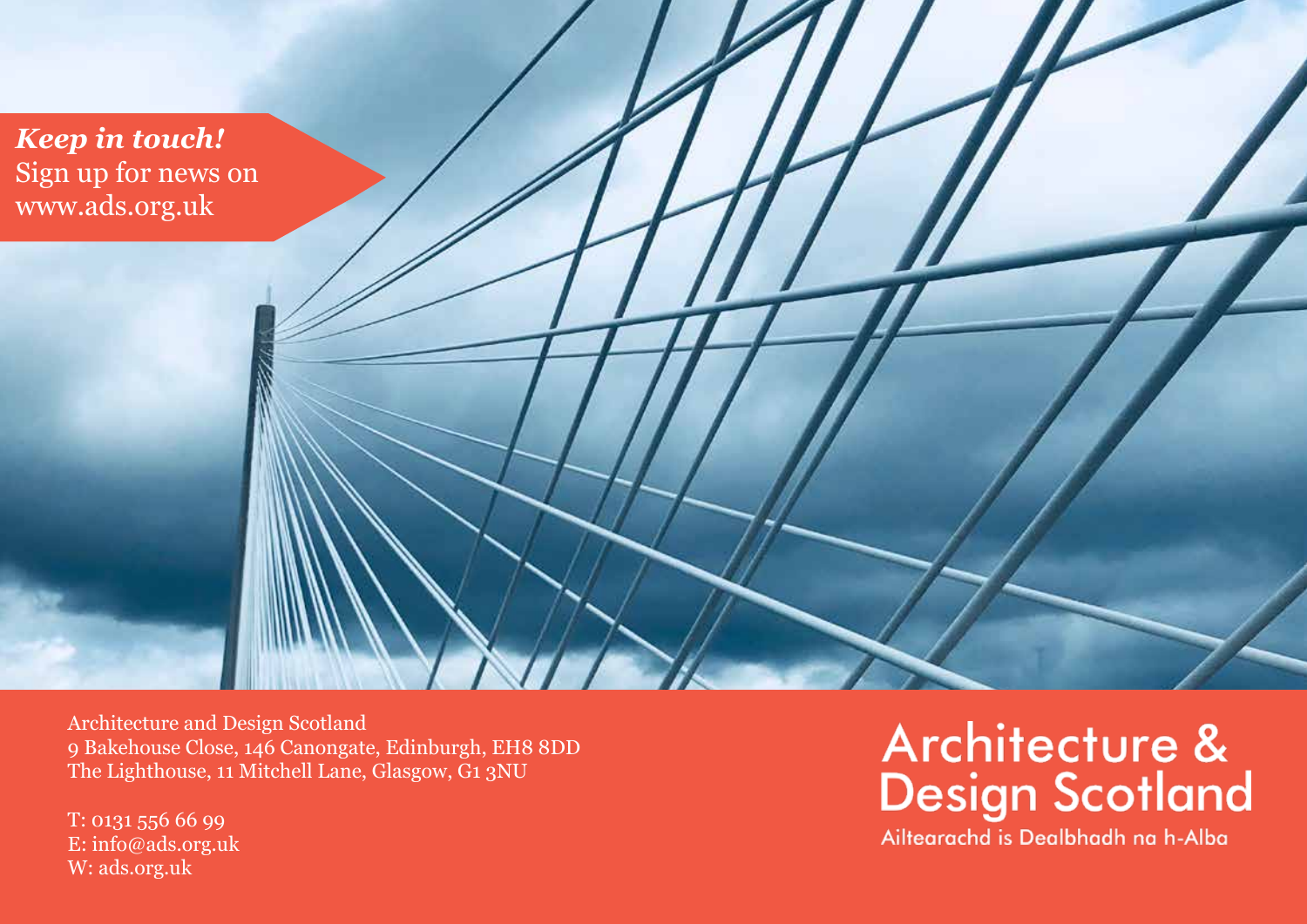***Keep in touch!***
Sign up for news on
www.ads.org.uk

Architecture and Design Scotland
9 Bakehouse Close, 146 Canongate, Edinburgh, EH8 8DD
The Lighthouse, 11 Mitchell Lane, Glasgow, G1 3NU

T: 0131 556 66 99
E: info@ads.org.uk
W: ads.org.uk

Architecture & Design Scotland
Ailtearachd is Dealbhadh na h-Alba